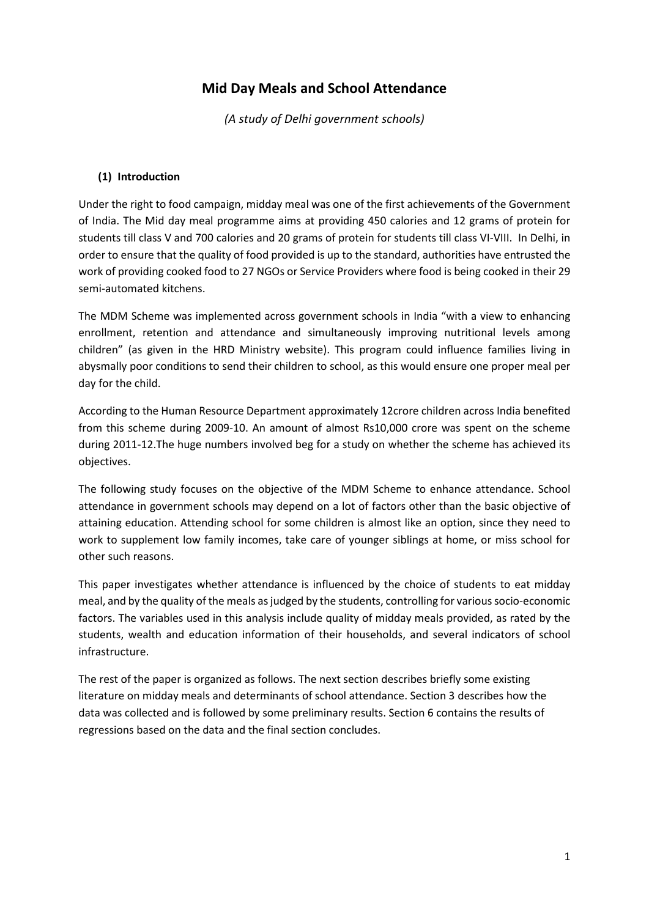# Mid Day Meals and School Attendance

*(A study of Delhi government schools)*

## (1) Introduction

Under the right to food campaign, midday meal was one of the first achievements of the Government of India. The Mid day meal programme aims at providing 450 calories and 12 grams of protein for students till class V and 700 calories and 20 grams of protein for students till class VI-VIII. In Delhi, in order to ensure that the quality of food provided is up to the standard, authorities have entrusted the work of providing cooked food to 27 NGOs or Service Providers where food is being cooked in their 29 semi-automated kitchens.

The MDM Scheme was implemented across government schools in India "with a view to enhancing enrollment, retention and attendance and simultaneously improving nutritional levels among children" (as given in the HRD Ministry website). This program could influence families living in abysmally poor conditions to send their children to school, as this would ensure one proper meal per day for the child.

According to the Human Resource Department approximately 12crore children across India benefited from this scheme during 2009-10. An amount of almost Rs10,000 crore was spent on the scheme during 2011-12.The huge numbers involved beg for a study on whether the scheme has achieved its objectives.

The following study focuses on the objective of the MDM Scheme to enhance attendance. School attendance in government schools may depend on a lot of factors other than the basic objective of attaining education. Attending school for some children is almost like an option, since they need to work to supplement low family incomes, take care of younger siblings at home, or miss school for other such reasons.

This paper investigates whether attendance is influenced by the choice of students to eat midday meal, and by the quality of the meals as judged by the students, controlling for various socio-economic factors. The variables used in this analysis include quality of midday meals provided, as rated by the students, wealth and education information of their households, and several indicators of school infrastructure.

The rest of the paper is organized as follows. The next section describes briefly some existing literature on midday meals and determinants of school attendance. Section 3 describes how the data was collected and is followed by some preliminary results. Section 6 contains the results of regressions based on the data and the final section concludes.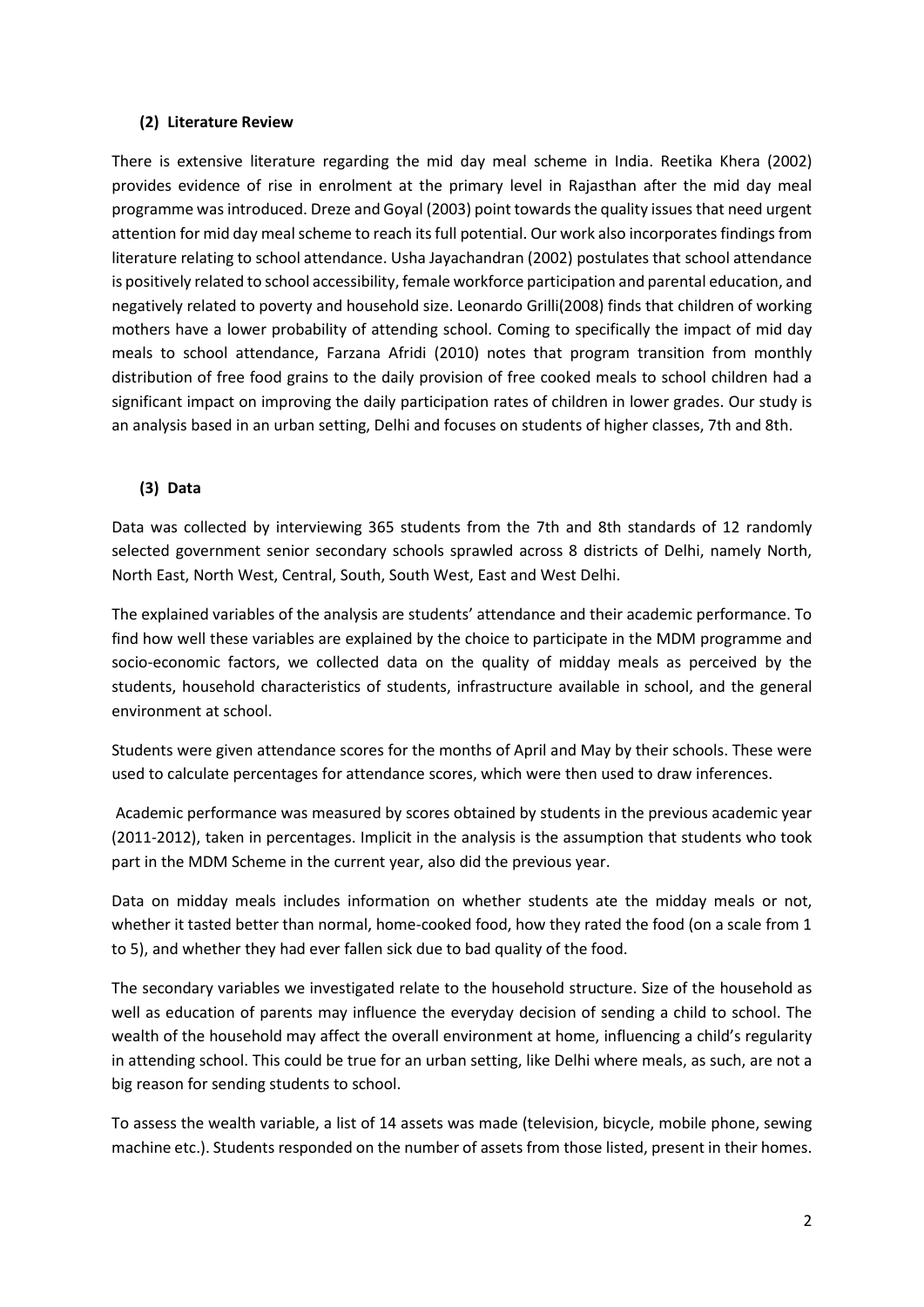## (2) Literature Review

There is extensive literature regarding the mid day meal scheme in India. Reetika Khera (2002) provides evidence of rise in enrolment at the primary level in Rajasthan after the mid day meal programme was introduced. Dreze and Goyal (2003) point towards the quality issues that need urgent attention for mid day meal scheme to reach its full potential. Our work also incorporates findings from literature relating to school attendance. Usha Jayachandran (2002) postulates that school attendance is positively related to school accessibility, female workforce participation and parental education, and negatively related to poverty and household size. Leonardo Grilli(2008) finds that children of working mothers have a lower probability of attending school. Coming to specifically the impact of mid day meals to school attendance, Farzana Afridi (2010) notes that program transition from monthly distribution of free food grains to the daily provision of free cooked meals to school children had a significant impact on improving the daily participation rates of children in lower grades. Our study is an analysis based in an urban setting, Delhi and focuses on students of higher classes, 7th and 8th.

## (3) Data

Data was collected by interviewing 365 students from the 7th and 8th standards of 12 randomly selected government senior secondary schools sprawled across 8 districts of Delhi, namely North, North East, North West, Central, South, South West, East and West Delhi.

The explained variables of the analysis are students' attendance and their academic performance. To find how well these variables are explained by the choice to participate in the MDM programme and socio-economic factors, we collected data on the quality of midday meals as perceived by the students, household characteristics of students, infrastructure available in school, and the general environment at school.

Students were given attendance scores for the months of April and May by their schools. These were used to calculate percentages for attendance scores, which were then used to draw inferences.

Academic performance was measured by scores obtained by students in the previous academic year (2011-2012), taken in percentages. Implicit in the analysis is the assumption that students who took part in the MDM Scheme in the current year, also did the previous year.

Data on midday meals includes information on whether students ate the midday meals or not, whether it tasted better than normal, home-cooked food, how they rated the food (on a scale from 1 to 5), and whether they had ever fallen sick due to bad quality of the food.

The secondary variables we investigated relate to the household structure. Size of the household as well as education of parents may influence the everyday decision of sending a child to school. The wealth of the household may affect the overall environment at home, influencing a child's regularity in attending school. This could be true for an urban setting, like Delhi where meals, as such, are not a big reason for sending students to school.

To assess the wealth variable, a list of 14 assets was made (television, bicycle, mobile phone, sewing machine etc.). Students responded on the number of assets from those listed, present in their homes.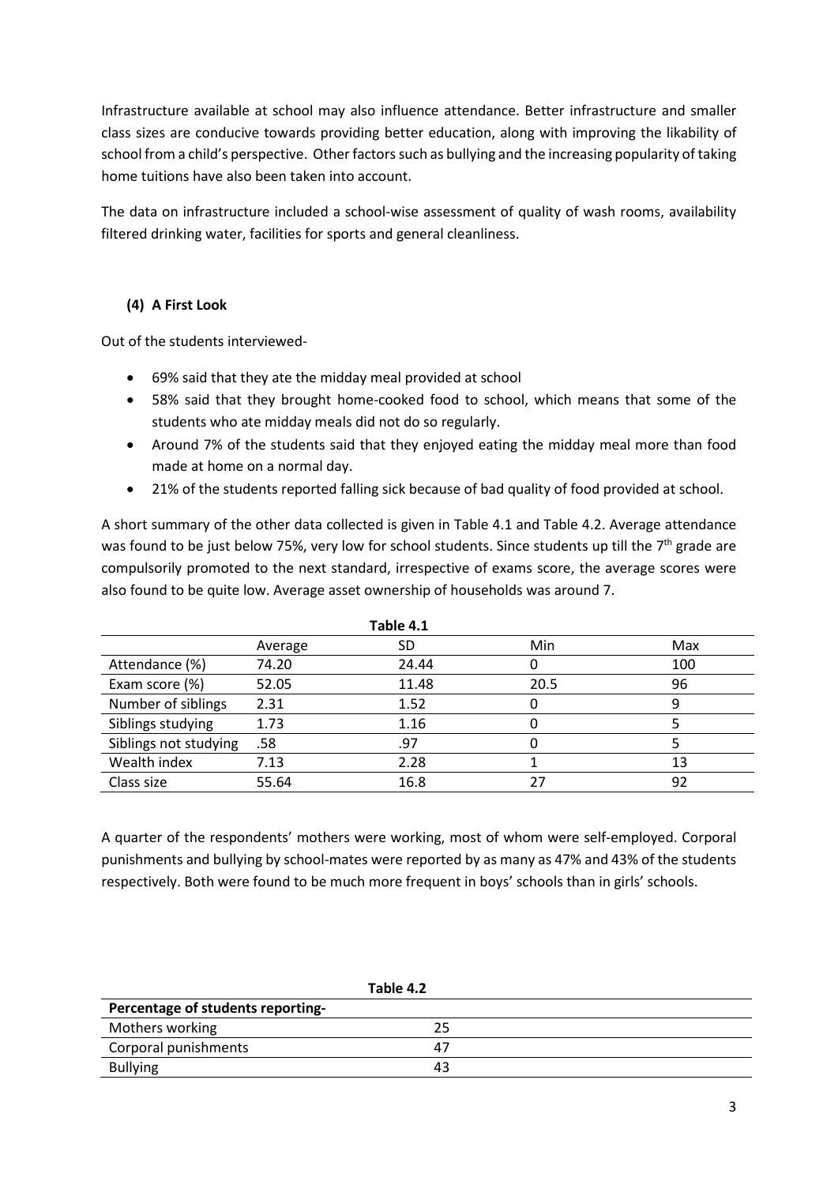Infrastructure available at school may also influence attendance. Better infrastructure and smaller class sizes are conducive towards providing better education, along with improving the likability of school from a child's perspective. Other factors such as bullying and the increasing popularity of taking home tuitions have also been taken into account.

The data on infrastructure included a school-wise assessment of quality of wash rooms, availability filtered drinking water, facilities for sports and general cleanliness.

### (4) A First Look

Out of the students interviewed-

- 69% said that they ate the midday meal provided at school
- 58% said that they brought home-cooked food to school, which means that some of the students who ate midday meals did not do so regularly.
- Around 7% of the students said that they enjoyed eating the midday meal more than food made at home on a normal day.
- 21% of the students reported falling sick because of bad quality of food provided at school.

A short summary of the other data collected is given in Table 4.1 and Table 4.2. Average attendance was found to be just below 75%, very low for school students. Since students up till the 7th grade are compulsorily promoted to the next standard, irrespective of exams score, the average scores were also found to be quite low. Average asset ownership of households was around 7.

**Table 4.1**

| | Average | SD | Min | Max |
|---|---|---|---|---|
| Attendance (%) | 74.20 | 24.44 | 0 | 100 |
| Exam score (%) | 52.05 | 11.48 | 20.5 | 96 |
| Number of siblings | 2.31 | 1.52 | 0 | 9 |
| Siblings studying | 1.73 | 1.16 | 0 | 5 |
| Siblings not studying | .58 | .97 | 0 | 5 |
| Wealth index | 7.13 | 2.28 | 1 | 13 |
| Class size | 55.64 | 16.8 | 27 | 92 |

A quarter of the respondents' mothers were working, most of whom were self-employed. Corporal punishments and bullying by school-mates were reported by as many as 47% and 43% of the students respectively. Both were found to be much more frequent in boys' schools than in girls' schools.

**Table 4.2**

| Percentage of students reporting- | |
|---|---|
| Mothers working | 25 |
| Corporal punishments | 47 |
| Bullying | 43 |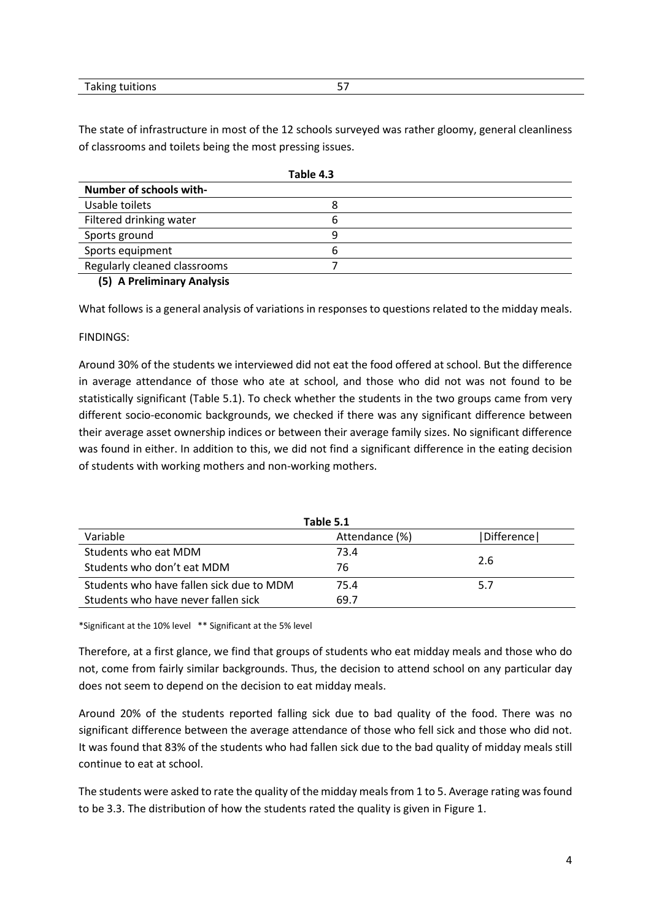| Taking tuitions | 57 |
|---|---|

The state of infrastructure in most of the 12 schools surveyed was rather gloomy, general cleanliness of classrooms and toilets being the most pressing issues.

**Table 4.3**

| Number of schools with- | |
|---|---|
| Usable toilets | 8 |
| Filtered drinking water | 6 |
| Sports ground | 9 |
| Sports equipment | 6 |
| Regularly cleaned classrooms | 7 |

**(5) A Preliminary Analysis**

What follows is a general analysis of variations in responses to questions related to the midday meals.

FINDINGS:

Around 30% of the students we interviewed did not eat the food offered at school. But the difference in average attendance of those who ate at school, and those who did not was not found to be statistically significant (Table 5.1). To check whether the students in the two groups came from very different socio-economic backgrounds, we checked if there was any significant difference between their average asset ownership indices or between their average family sizes. No significant difference was found in either. In addition to this, we did not find a significant difference in the eating decision of students with working mothers and non-working mothers.

**Table 5.1**

| Variable | Attendance (%) | \|Difference\| |
|---|---|---|
| Students who eat MDM | 73.4 | 2.6 |
| Students who don't eat MDM | 76 | |
| Students who have fallen sick due to MDM | 75.4 | 5.7 |
| Students who have never fallen sick | 69.7 | |

*Significant at the 10% level ** Significant at the 5% level

Therefore, at a first glance, we find that groups of students who eat midday meals and those who do not, come from fairly similar backgrounds. Thus, the decision to attend school on any particular day does not seem to depend on the decision to eat midday meals.

Around 20% of the students reported falling sick due to bad quality of the food. There was no significant difference between the average attendance of those who fell sick and those who did not. It was found that 83% of the students who had fallen sick due to the bad quality of midday meals still continue to eat at school.

The students were asked to rate the quality of the midday meals from 1 to 5. Average rating was found to be 3.3. The distribution of how the students rated the quality is given in Figure 1.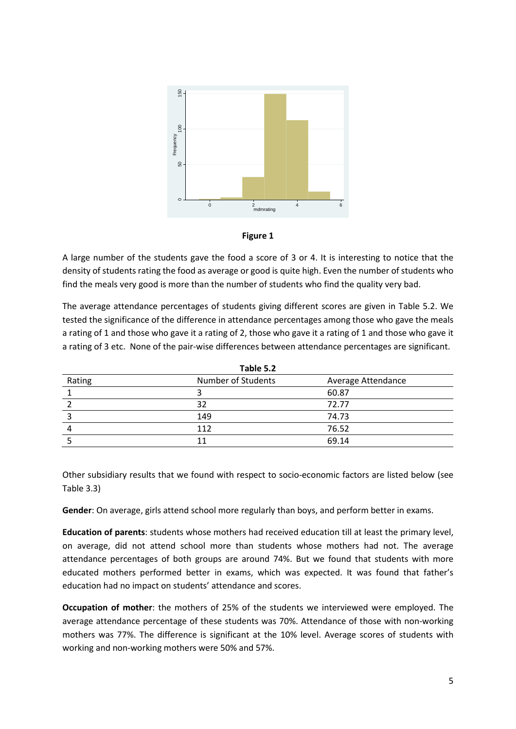**Figure 1**

A large number of the students gave the food a score of 3 or 4. It is interesting to notice that the density of students rating the food as average or good is quite high. Even the number of students who find the meals very good is more than the number of students who find the quality very bad.

The average attendance percentages of students giving different scores are given in Table 5.2. We tested the significance of the difference in attendance percentages among those who gave the meals a rating of 1 and those who gave it a rating of 2, those who gave it a rating of 1 and those who gave it a rating of 3 etc. None of the pair-wise differences between attendance percentages are significant.

**Table 5.2**

| Rating | Number of Students | Average Attendance |
|---|---|---|
| 1 | 3 | 60.87 |
| 2 | 32 | 72.77 |
| 3 | 149 | 74.73 |
| 4 | 112 | 76.52 |
| 5 | 11 | 69.14 |

Other subsidiary results that we found with respect to socio-economic factors are listed below (see Table 3.3)

**Gender**: On average, girls attend school more regularly than boys, and perform better in exams.

**Education of parents**: students whose mothers had received education till at least the primary level, on average, did not attend school more than students whose mothers had not. The average attendance percentages of both groups are around 74%. But we found that students with more educated mothers performed better in exams, which was expected. It was found that father's education had no impact on students' attendance and scores.

**Occupation of mother**: the mothers of 25% of the students we interviewed were employed. The average attendance percentage of these students was 70%. Attendance of those with non-working mothers was 77%. The difference is significant at the 10% level. Average scores of students with working and non-working mothers were 50% and 57%.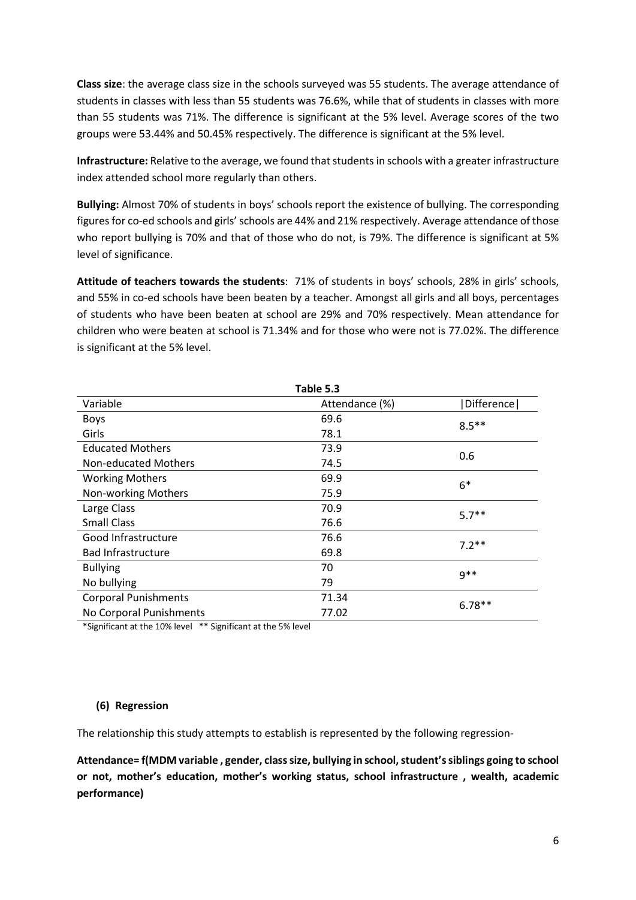**Class size**: the average class size in the schools surveyed was 55 students. The average attendance of students in classes with less than 55 students was 76.6%, while that of students in classes with more than 55 students was 71%. The difference is significant at the 5% level. Average scores of the two groups were 53.44% and 50.45% respectively. The difference is significant at the 5% level.

**Infrastructure:** Relative to the average, we found that students in schools with a greater infrastructure index attended school more regularly than others.

**Bullying:** Almost 70% of students in boys' schools report the existence of bullying. The corresponding figures for co-ed schools and girls' schools are 44% and 21% respectively. Average attendance of those who report bullying is 70% and that of those who do not, is 79%. The difference is significant at 5% level of significance.

**Attitude of teachers towards the students**: 71% of students in boys' schools, 28% in girls' schools, and 55% in co-ed schools have been beaten by a teacher. Amongst all girls and all boys, percentages of students who have been beaten at school are 29% and 70% respectively. Mean attendance for children who were beaten at school is 71.34% and for those who were not is 77.02%. The difference is significant at the 5% level.

**Table 5.3**

| Variable | Attendance (%) | \|Difference\| |
|---|---|---|
| Boys | 69.6 | 8.5** |
| Girls | 78.1 | |
| Educated Mothers | 73.9 | 0.6 |
| Non-educated Mothers | 74.5 | |
| Working Mothers | 69.9 | 6* |
| Non-working Mothers | 75.9 | |
| Large Class | 70.9 | 5.7** |
| Small Class | 76.6 | |
| Good Infrastructure | 76.6 | 7.2** |
| Bad Infrastructure | 69.8 | |
| Bullying | 70 | 9** |
| No bullying | 79 | |
| Corporal Punishments | 71.34 | 6.78** |
| No Corporal Punishments | 77.02 | |

*Significant at the 10% level ** Significant at the 5% level

#### (6) Regression

The relationship this study attempts to establish is represented by the following regression-

**Attendance= f(MDM variable , gender, class size, bullying in school, student's siblings going to school or not, mother's education, mother's working status, school infrastructure , wealth, academic performance)**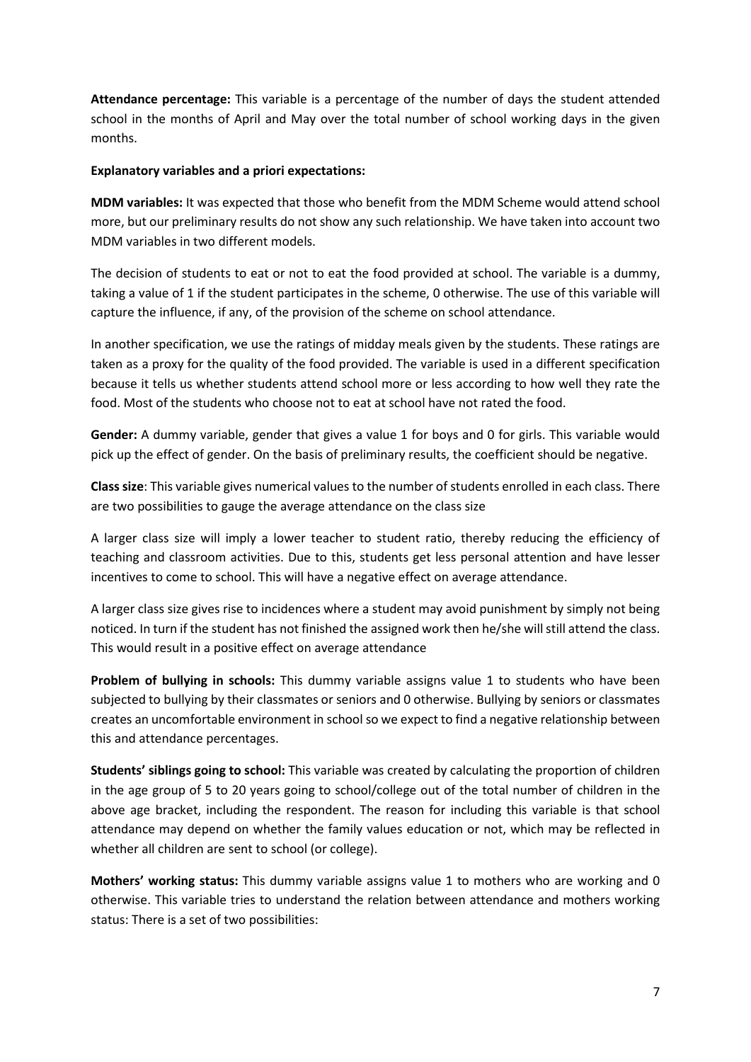**Attendance percentage:** This variable is a percentage of the number of days the student attended school in the months of April and May over the total number of school working days in the given months.

**Explanatory variables and a priori expectations:**

**MDM variables:** It was expected that those who benefit from the MDM Scheme would attend school more, but our preliminary results do not show any such relationship. We have taken into account two MDM variables in two different models.

The decision of students to eat or not to eat the food provided at school. The variable is a dummy, taking a value of 1 if the student participates in the scheme, 0 otherwise. The use of this variable will capture the influence, if any, of the provision of the scheme on school attendance.

In another specification, we use the ratings of midday meals given by the students. These ratings are taken as a proxy for the quality of the food provided. The variable is used in a different specification because it tells us whether students attend school more or less according to how well they rate the food. Most of the students who choose not to eat at school have not rated the food.

**Gender:** A dummy variable, gender that gives a value 1 for boys and 0 for girls. This variable would pick up the effect of gender. On the basis of preliminary results, the coefficient should be negative.

**Class size**: This variable gives numerical values to the number of students enrolled in each class. There are two possibilities to gauge the average attendance on the class size

A larger class size will imply a lower teacher to student ratio, thereby reducing the efficiency of teaching and classroom activities. Due to this, students get less personal attention and have lesser incentives to come to school. This will have a negative effect on average attendance.

A larger class size gives rise to incidences where a student may avoid punishment by simply not being noticed. In turn if the student has not finished the assigned work then he/she will still attend the class. This would result in a positive effect on average attendance

**Problem of bullying in schools:** This dummy variable assigns value 1 to students who have been subjected to bullying by their classmates or seniors and 0 otherwise. Bullying by seniors or classmates creates an uncomfortable environment in school so we expect to find a negative relationship between this and attendance percentages.

**Students' siblings going to school:** This variable was created by calculating the proportion of children in the age group of 5 to 20 years going to school/college out of the total number of children in the above age bracket, including the respondent. The reason for including this variable is that school attendance may depend on whether the family values education or not, which may be reflected in whether all children are sent to school (or college).

**Mothers' working status:** This dummy variable assigns value 1 to mothers who are working and 0 otherwise. This variable tries to understand the relation between attendance and mothers working status: There is a set of two possibilities: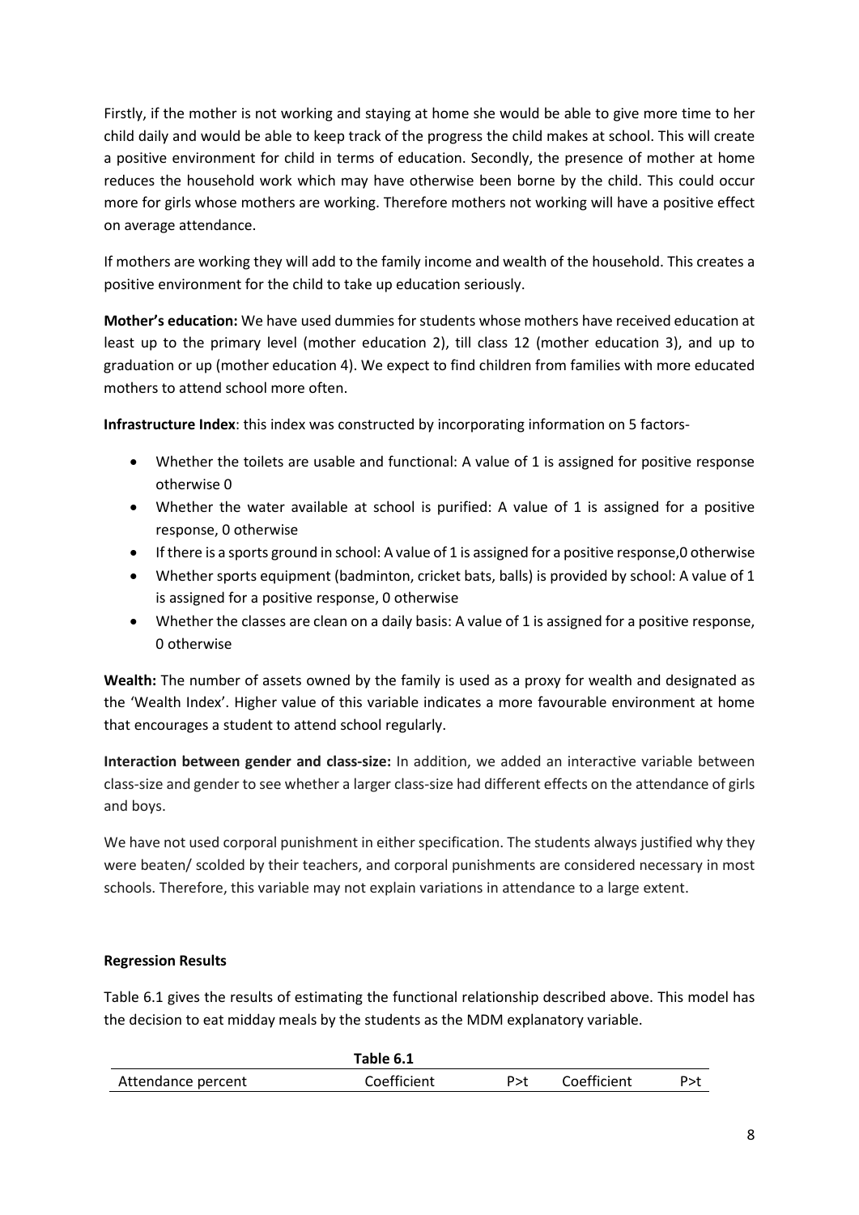Firstly, if the mother is not working and staying at home she would be able to give more time to her child daily and would be able to keep track of the progress the child makes at school. This will create a positive environment for child in terms of education. Secondly, the presence of mother at home reduces the household work which may have otherwise been borne by the child. This could occur more for girls whose mothers are working. Therefore mothers not working will have a positive effect on average attendance.

If mothers are working they will add to the family income and wealth of the household. This creates a positive environment for the child to take up education seriously.

**Mother's education:** We have used dummies for students whose mothers have received education at least up to the primary level (mother education 2), till class 12 (mother education 3), and up to graduation or up (mother education 4). We expect to find children from families with more educated mothers to attend school more often.

**Infrastructure Index**: this index was constructed by incorporating information on 5 factors-

- Whether the toilets are usable and functional: A value of 1 is assigned for positive response otherwise 0
- Whether the water available at school is purified: A value of 1 is assigned for a positive response, 0 otherwise
- If there is a sports ground in school: A value of 1 is assigned for a positive response,0 otherwise
- Whether sports equipment (badminton, cricket bats, balls) is provided by school: A value of 1 is assigned for a positive response, 0 otherwise
- Whether the classes are clean on a daily basis: A value of 1 is assigned for a positive response, 0 otherwise

**Wealth:** The number of assets owned by the family is used as a proxy for wealth and designated as the 'Wealth Index'. Higher value of this variable indicates a more favourable environment at home that encourages a student to attend school regularly.

**Interaction between gender and class-size:** In addition, we added an interactive variable between class-size and gender to see whether a larger class-size had different effects on the attendance of girls and boys.

We have not used corporal punishment in either specification. The students always justified why they were beaten/ scolded by their teachers, and corporal punishments are considered necessary in most schools. Therefore, this variable may not explain variations in attendance to a large extent.

**Regression Results**

Table 6.1 gives the results of estimating the functional relationship described above. This model has the decision to eat midday meals by the students as the MDM explanatory variable.

**Table 6.1**

| Attendance percent | Coefficient | P>t | Coefficient | P>t |
|---|---|---|---|---|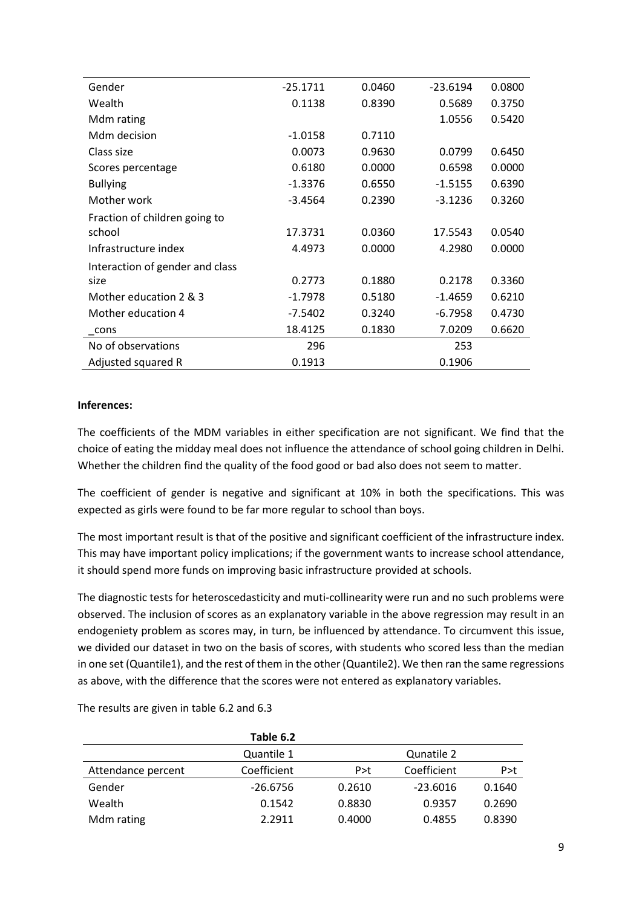| | | | | |
|---|---|---|---|---|
| Gender | -25.1711 | 0.0460 | -23.6194 | 0.0800 |
| Wealth | 0.1138 | 0.8390 | 0.5689 | 0.3750 |
| Mdm rating | | | 1.0556 | 0.5420 |
| Mdm decision | -1.0158 | 0.7110 | | |
| Class size | 0.0073 | 0.9630 | 0.0799 | 0.6450 |
| Scores percentage | 0.6180 | 0.0000 | 0.6598 | 0.0000 |
| Bullying | -1.3376 | 0.6550 | -1.5155 | 0.6390 |
| Mother work | -3.4564 | 0.2390 | -3.1236 | 0.3260 |
| Fraction of children going to school | 17.3731 | 0.0360 | 17.5543 | 0.0540 |
| Infrastructure index | 4.4973 | 0.0000 | 4.2980 | 0.0000 |
| Interaction of gender and class size | 0.2773 | 0.1880 | 0.2178 | 0.3360 |
| Mother education 2 & 3 | -1.7978 | 0.5180 | -1.4659 | 0.6210 |
| Mother education 4 | -7.5402 | 0.3240 | -6.7958 | 0.4730 |
| _cons | 18.4125 | 0.1830 | 7.0209 | 0.6620 |
| No of observations | 296 | | 253 | |
| Adjusted squared R | 0.1913 | | 0.1906 | |

**Inferences:**

The coefficients of the MDM variables in either specification are not significant. We find that the choice of eating the midday meal does not influence the attendance of school going children in Delhi. Whether the children find the quality of the food good or bad also does not seem to matter.

The coefficient of gender is negative and significant at 10% in both the specifications. This was expected as girls were found to be far more regular to school than boys.

The most important result is that of the positive and significant coefficient of the infrastructure index. This may have important policy implications; if the government wants to increase school attendance, it should spend more funds on improving basic infrastructure provided at schools.

The diagnostic tests for heteroscedasticity and muti-collinearity were run and no such problems were observed. The inclusion of scores as an explanatory variable in the above regression may result in an endogeniety problem as scores may, in turn, be influenced by attendance. To circumvent this issue, we divided our dataset in two on the basis of scores, with students who scored less than the median in one set (Quantile1), and the rest of them in the other (Quantile2). We then ran the same regressions as above, with the difference that the scores were not entered as explanatory variables.

The results are given in table 6.2 and 6.3

**Table 6.2**

| | Quantile 1 | | Qunatile 2 | |
|---|---|---|---|---|
| Attendance percent | Coefficient | P>t | Coefficient | P>t |
| Gender | -26.6756 | 0.2610 | -23.6016 | 0.1640 |
| Wealth | 0.1542 | 0.8830 | 0.9357 | 0.2690 |
| Mdm rating | 2.2911 | 0.4000 | 0.4855 | 0.8390 |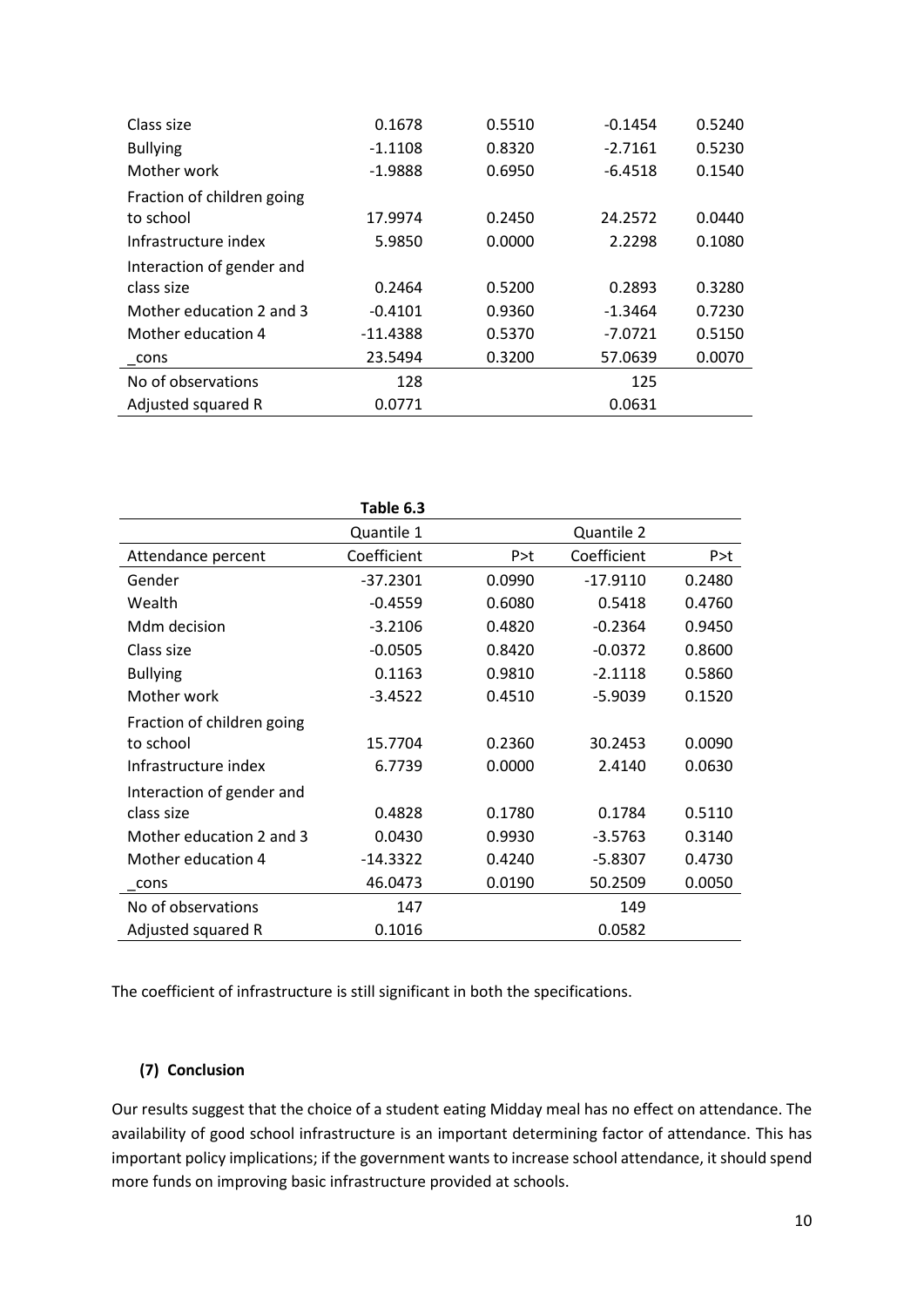| | | | | |
|---|---|---|---|---|
| Class size | 0.1678 | 0.5510 | -0.1454 | 0.5240 |
| Bullying | -1.1108 | 0.8320 | -2.7161 | 0.5230 |
| Mother work | -1.9888 | 0.6950 | -6.4518 | 0.1540 |
| Fraction of children going to school | 17.9974 | 0.2450 | 24.2572 | 0.0440 |
| Infrastructure index | 5.9850 | 0.0000 | 2.2298 | 0.1080 |
| Interaction of gender and class size | 0.2464 | 0.5200 | 0.2893 | 0.3280 |
| Mother education 2 and 3 | -0.4101 | 0.9360 | -1.3464 | 0.7230 |
| Mother education 4 | -11.4388 | 0.5370 | -7.0721 | 0.5150 |
| _cons | 23.5494 | 0.3200 | 57.0639 | 0.0070 |
| No of observations | 128 | | 125 | |
| Adjusted squared R | 0.0771 | | 0.0631 | |

**Table 6.3**

| | Quantile 1 | | Quantile 2 | |
|---|---|---|---|---|
| Attendance percent | Coefficient | P>t | Coefficient | P>t |
| Gender | -37.2301 | 0.0990 | -17.9110 | 0.2480 |
| Wealth | -0.4559 | 0.6080 | 0.5418 | 0.4760 |
| Mdm decision | -3.2106 | 0.4820 | -0.2364 | 0.9450 |
| Class size | -0.0505 | 0.8420 | -0.0372 | 0.8600 |
| Bullying | 0.1163 | 0.9810 | -2.1118 | 0.5860 |
| Mother work | -3.4522 | 0.4510 | -5.9039 | 0.1520 |
| Fraction of children going to school | 15.7704 | 0.2360 | 30.2453 | 0.0090 |
| Infrastructure index | 6.7739 | 0.0000 | 2.4140 | 0.0630 |
| Interaction of gender and class size | 0.4828 | 0.1780 | 0.1784 | 0.5110 |
| Mother education 2 and 3 | 0.0430 | 0.9930 | -3.5763 | 0.3140 |
| Mother education 4 | -14.3322 | 0.4240 | -5.8307 | 0.4730 |
| _cons | 46.0473 | 0.0190 | 50.2509 | 0.0050 |
| No of observations | 147 | | 149 | |
| Adjusted squared R | 0.1016 | | 0.0582 | |

The coefficient of infrastructure is still significant in both the specifications.

## (7) Conclusion

Our results suggest that the choice of a student eating Midday meal has no effect on attendance. The availability of good school infrastructure is an important determining factor of attendance. This has important policy implications; if the government wants to increase school attendance, it should spend more funds on improving basic infrastructure provided at schools.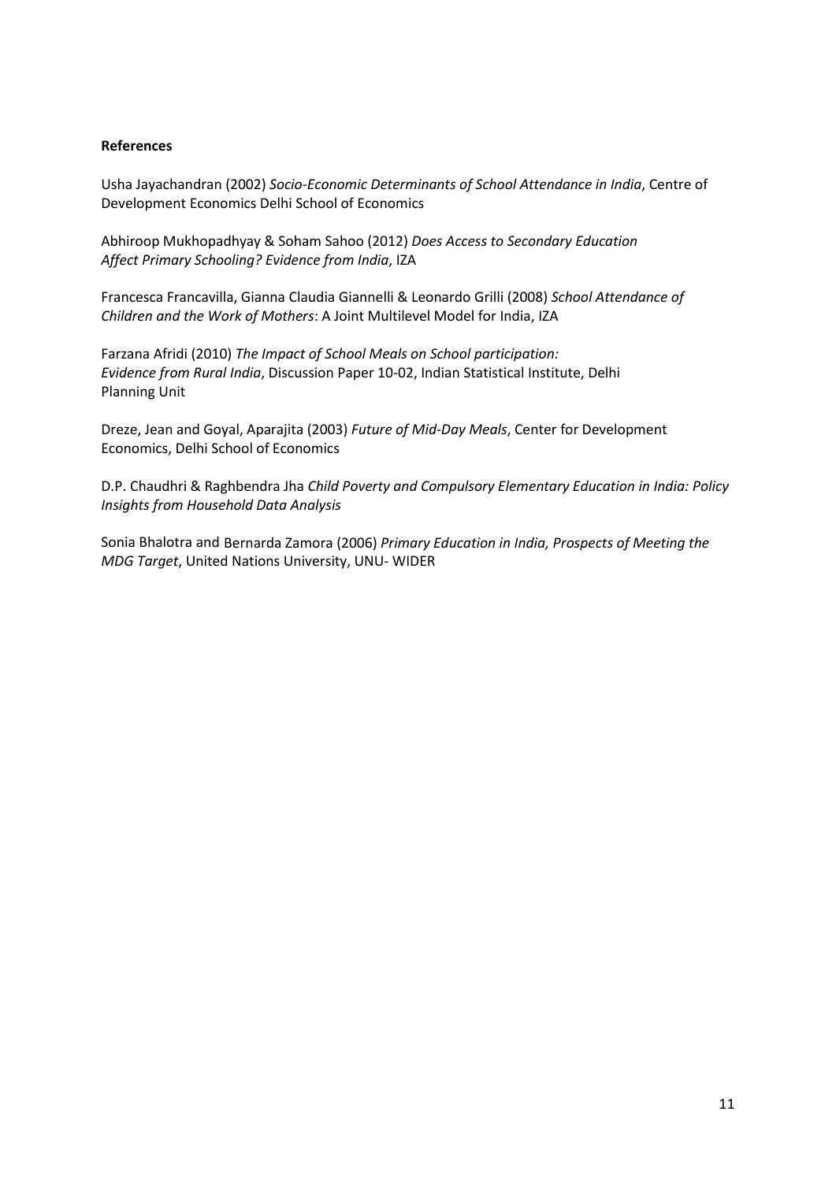**References**

Usha Jayachandran (2002) *Socio-Economic Determinants of School Attendance in India*, Centre of Development Economics Delhi School of Economics

Abhiroop Mukhopadhyay & Soham Sahoo (2012) *Does Access to Secondary Education Affect Primary Schooling? Evidence from India*, IZA

Francesca Francavilla, Gianna Claudia Giannelli & Leonardo Grilli (2008) *School Attendance of Children and the Work of Mothers*: A Joint Multilevel Model for India, IZA

Farzana Afridi (2010) *The Impact of School Meals on School participation: Evidence from Rural India*, Discussion Paper 10-02, Indian Statistical Institute, Delhi Planning Unit

Dreze, Jean and Goyal, Aparajita (2003) *Future of Mid-Day Meals*, Center for Development Economics, Delhi School of Economics

D.P. Chaudhri & Raghbendra Jha *Child Poverty and Compulsory Elementary Education in India: Policy Insights from Household Data Analysis*

Sonia Bhalotra and Bernarda Zamora (2006) *Primary Education in India, Prospects of Meeting the MDG Target*, United Nations University, UNU- WIDER